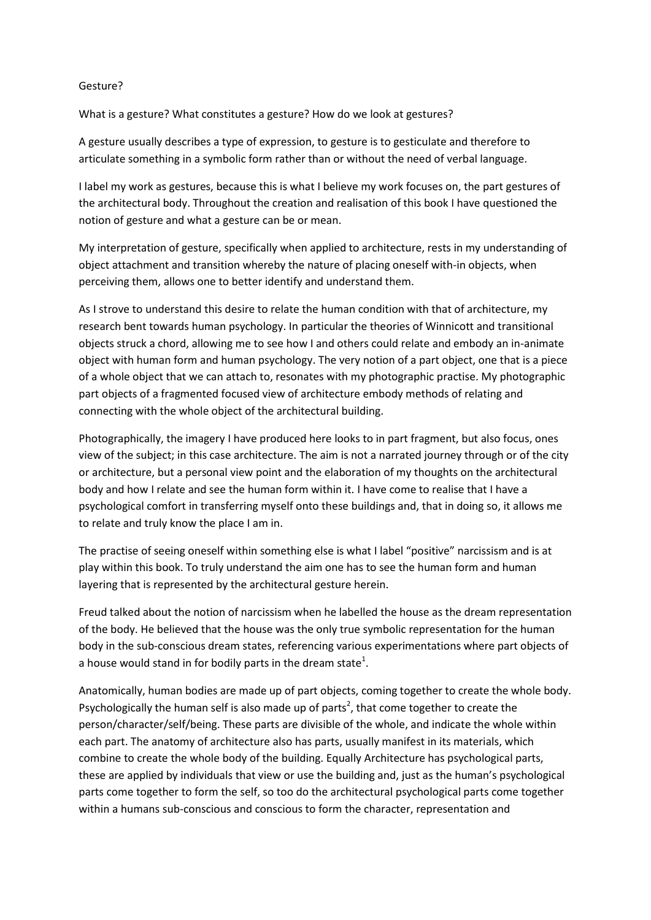Gesture?

What is a gesture? What constitutes a gesture? How do we look at gestures?

A gesture usually describes a type of expression, to gesture is to gesticulate and therefore to articulate something in a symbolic form rather than or without the need of verbal language.

I label my work as gestures, because this is what I believe my work focuses on, the part gestures of the architectural body. Throughout the creation and realisation of this book I have questioned the notion of gesture and what a gesture can be or mean.

My interpretation of gesture, specifically when applied to architecture, rests in my understanding of object attachment and transition whereby the nature of placing oneself with-in objects, when perceiving them, allows one to better identify and understand them.

As I strove to understand this desire to relate the human condition with that of architecture, my research bent towards human psychology. In particular the theories of Winnicott and transitional objects struck a chord, allowing me to see how I and others could relate and embody an in-animate object with human form and human psychology. The very notion of a part object, one that is a piece of a whole object that we can attach to, resonates with my photographic practise. My photographic part objects of a fragmented focused view of architecture embody methods of relating and connecting with the whole object of the architectural building.

Photographically, the imagery I have produced here looks to in part fragment, but also focus, ones view of the subject; in this case architecture. The aim is not a narrated journey through or of the city or architecture, but a personal view point and the elaboration of my thoughts on the architectural body and how I relate and see the human form within it. I have come to realise that I have a psychological comfort in transferring myself onto these buildings and, that in doing so, it allows me to relate and truly know the place I am in.

The practise of seeing oneself within something else is what I label "positive" narcissism and is at play within this book. To truly understand the aim one has to see the human form and human layering that is represented by the architectural gesture herein.

Freud talked about the notion of narcissism when he labelled the house as the dream representation of the body. He believed that the house was the only true symbolic representation for the human body in the sub-conscious dream states, referencing various experimentations where part objects of a house would stand in for bodily parts in the dream state[1].

Anatomically, human bodies are made up of part objects, coming together to create the whole body. Psychologically the human self is also made up of parts[2], that come together to create the person/character/self/being. These parts are divisible of the whole, and indicate the whole within each part. The anatomy of architecture also has parts, usually manifest in its materials, which combine to create the whole body of the building. Equally Architecture has psychological parts, these are applied by individuals that view or use the building and, just as the human's psychological parts come together to form the self, so too do the architectural psychological parts come together within a humans sub-conscious and conscious to form the character, representation and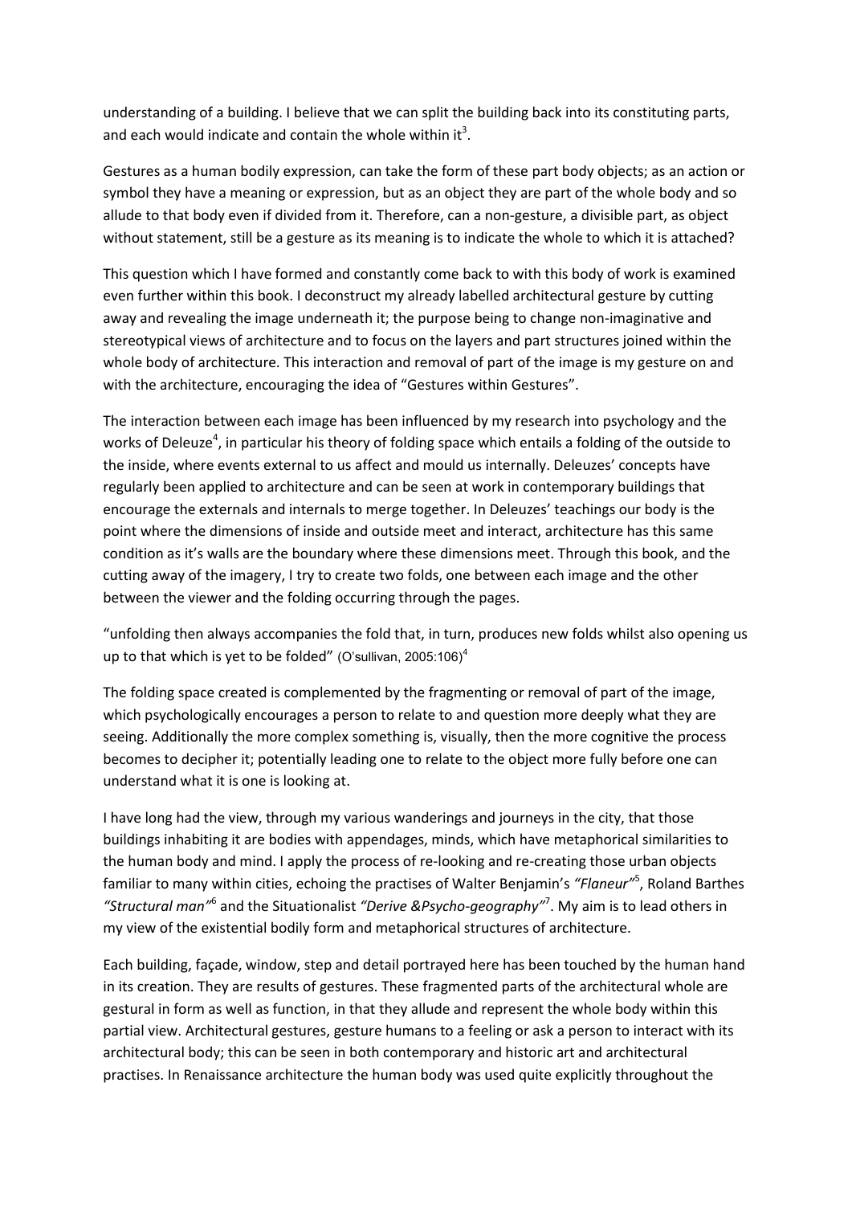understanding of a building. I believe that we can split the building back into its constituting parts, and each would indicate and contain the whole within it[3].

Gestures as a human bodily expression, can take the form of these part body objects; as an action or symbol they have a meaning or expression, but as an object they are part of the whole body and so allude to that body even if divided from it. Therefore, can a non-gesture, a divisible part, as object without statement, still be a gesture as its meaning is to indicate the whole to which it is attached?

This question which I have formed and constantly come back to with this body of work is examined even further within this book. I deconstruct my already labelled architectural gesture by cutting away and revealing the image underneath it; the purpose being to change non-imaginative and stereotypical views of architecture and to focus on the layers and part structures joined within the whole body of architecture. This interaction and removal of part of the image is my gesture on and with the architecture, encouraging the idea of "Gestures within Gestures".

The interaction between each image has been influenced by my research into psychology and the works of Deleuze[4], in particular his theory of folding space which entails a folding of the outside to the inside, where events external to us affect and mould us internally. Deleuzes' concepts have regularly been applied to architecture and can be seen at work in contemporary buildings that encourage the externals and internals to merge together. In Deleuzes' teachings our body is the point where the dimensions of inside and outside meet and interact, architecture has this same condition as it's walls are the boundary where these dimensions meet. Through this book, and the cutting away of the imagery, I try to create two folds, one between each image and the other between the viewer and the folding occurring through the pages.

"unfolding then always accompanies the fold that, in turn, produces new folds whilst also opening us up to that which is yet to be folded" (O'sullivan, 2005:106)[4]

The folding space created is complemented by the fragmenting or removal of part of the image, which psychologically encourages a person to relate to and question more deeply what they are seeing. Additionally the more complex something is, visually, then the more cognitive the process becomes to decipher it; potentially leading one to relate to the object more fully before one can understand what it is one is looking at.

I have long had the view, through my various wanderings and journeys in the city, that those buildings inhabiting it are bodies with appendages, minds, which have metaphorical similarities to the human body and mind. I apply the process of re-looking and re-creating those urban objects familiar to many within cities, echoing the practises of Walter Benjamin's *"Flaneur"*[5], Roland Barthes *"Structural man"*[6] and the Situationalist *"Derive &Psycho-geography"*[7]. My aim is to lead others in my view of the existential bodily form and metaphorical structures of architecture.

Each building, façade, window, step and detail portrayed here has been touched by the human hand in its creation. They are results of gestures. These fragmented parts of the architectural whole are gestural in form as well as function, in that they allude and represent the whole body within this partial view. Architectural gestures, gesture humans to a feeling or ask a person to interact with its architectural body; this can be seen in both contemporary and historic art and architectural practises. In Renaissance architecture the human body was used quite explicitly throughout the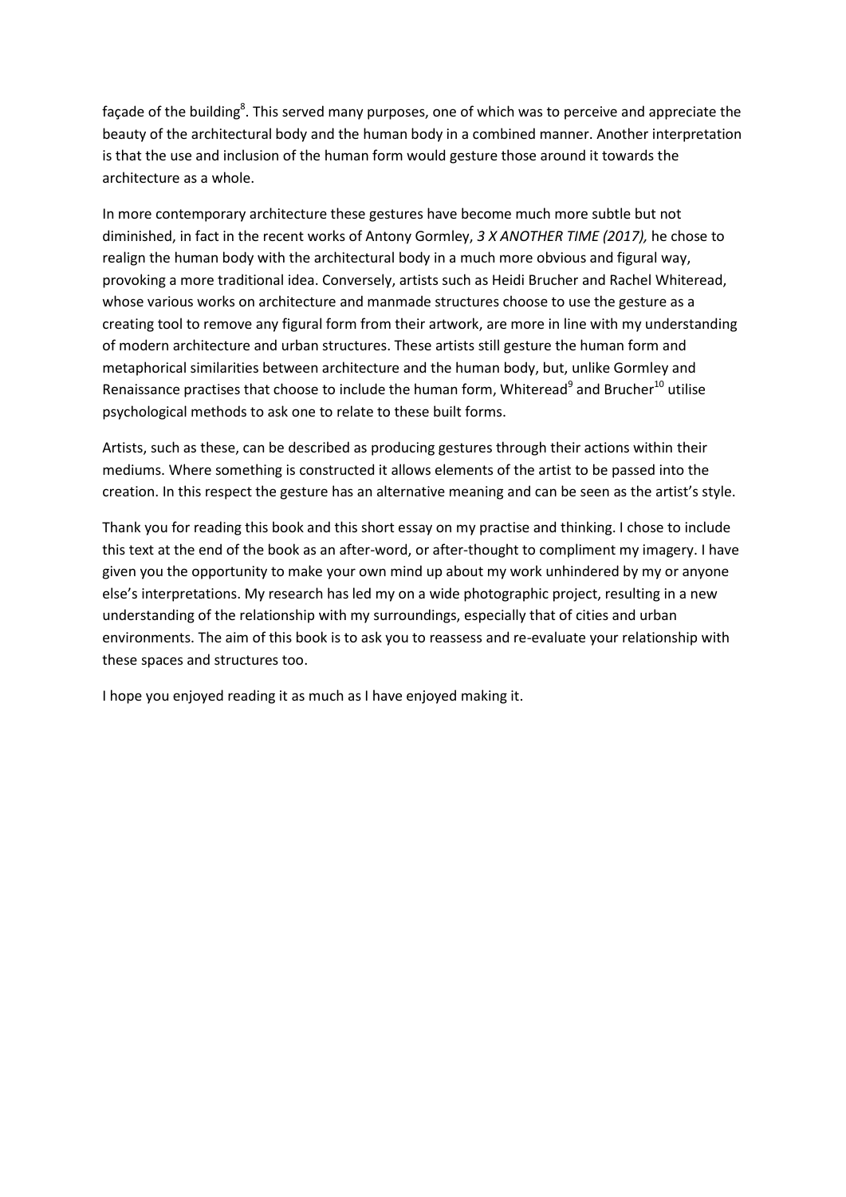façade of the building[8]. This served many purposes, one of which was to perceive and appreciate the beauty of the architectural body and the human body in a combined manner. Another interpretation is that the use and inclusion of the human form would gesture those around it towards the architecture as a whole.

In more contemporary architecture these gestures have become much more subtle but not diminished, in fact in the recent works of Antony Gormley, *3 X ANOTHER TIME (2017),* he chose to realign the human body with the architectural body in a much more obvious and figural way, provoking a more traditional idea. Conversely, artists such as Heidi Brucher and Rachel Whiteread, whose various works on architecture and manmade structures choose to use the gesture as a creating tool to remove any figural form from their artwork, are more in line with my understanding of modern architecture and urban structures. These artists still gesture the human form and metaphorical similarities between architecture and the human body, but, unlike Gormley and Renaissance practises that choose to include the human form, Whiteread[9] and Brucher[10] utilise psychological methods to ask one to relate to these built forms.

Artists, such as these, can be described as producing gestures through their actions within their mediums. Where something is constructed it allows elements of the artist to be passed into the creation. In this respect the gesture has an alternative meaning and can be seen as the artist's style.

Thank you for reading this book and this short essay on my practise and thinking. I chose to include this text at the end of the book as an after-word, or after-thought to compliment my imagery. I have given you the opportunity to make your own mind up about my work unhindered by my or anyone else's interpretations. My research has led my on a wide photographic project, resulting in a new understanding of the relationship with my surroundings, especially that of cities and urban environments. The aim of this book is to ask you to reassess and re-evaluate your relationship with these spaces and structures too.

I hope you enjoyed reading it as much as I have enjoyed making it.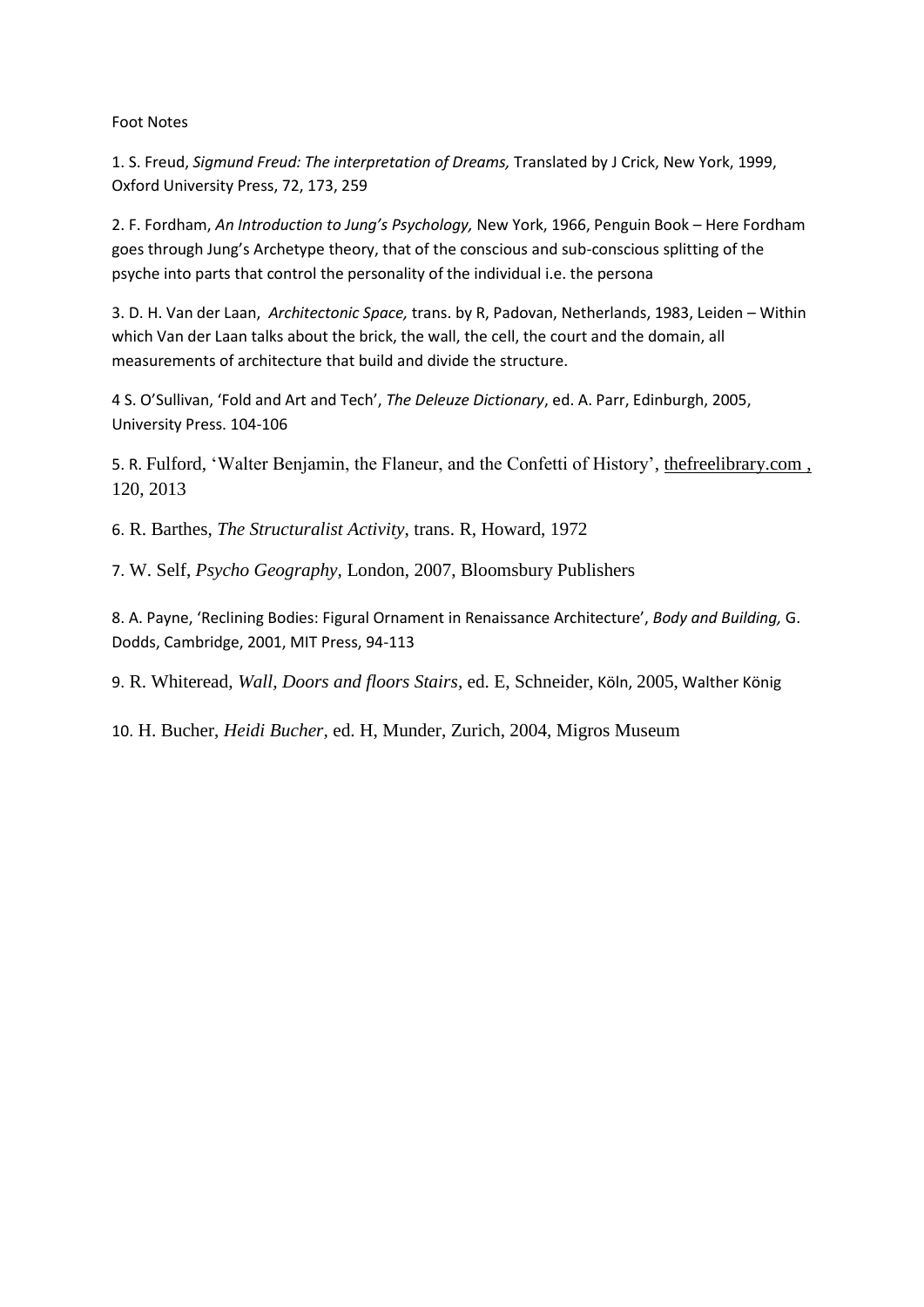Foot Notes

1. S. Freud, *Sigmund Freud: The interpretation of Dreams,* Translated by J Crick, New York, 1999, Oxford University Press, 72, 173, 259

2. F. Fordham, *An Introduction to Jung's Psychology,* New York, 1966, Penguin Book – Here Fordham goes through Jung's Archetype theory, that of the conscious and sub-conscious splitting of the psyche into parts that control the personality of the individual i.e. the persona

3. D. H. Van der Laan, *Architectonic Space,* trans. by R, Padovan, Netherlands, 1983, Leiden – Within which Van der Laan talks about the brick, the wall, the cell, the court and the domain, all measurements of architecture that build and divide the structure.

4 S. O'Sullivan, 'Fold and Art and Tech', *The Deleuze Dictionary*, ed. A. Parr, Edinburgh, 2005, University Press. 104-106

5. R. Fulford, 'Walter Benjamin, the Flaneur, and the Confetti of History', thefreelibrary.com , 120, 2013

6. R. Barthes, *The Structuralist Activity*, trans. R, Howard, 1972

7. W. Self, *Psycho Geography*, London, 2007, Bloomsbury Publishers

8. A. Payne, 'Reclining Bodies: Figural Ornament in Renaissance Architecture', *Body and Building,* G. Dodds, Cambridge, 2001, MIT Press, 94-113

9. R. Whiteread, *Wall, Doors and floors Stairs*, ed. E, Schneider, Köln, 2005, Walther König

10. H. Bucher, *Heidi Bucher,* ed. H, Munder, Zurich, 2004, Migros Museum